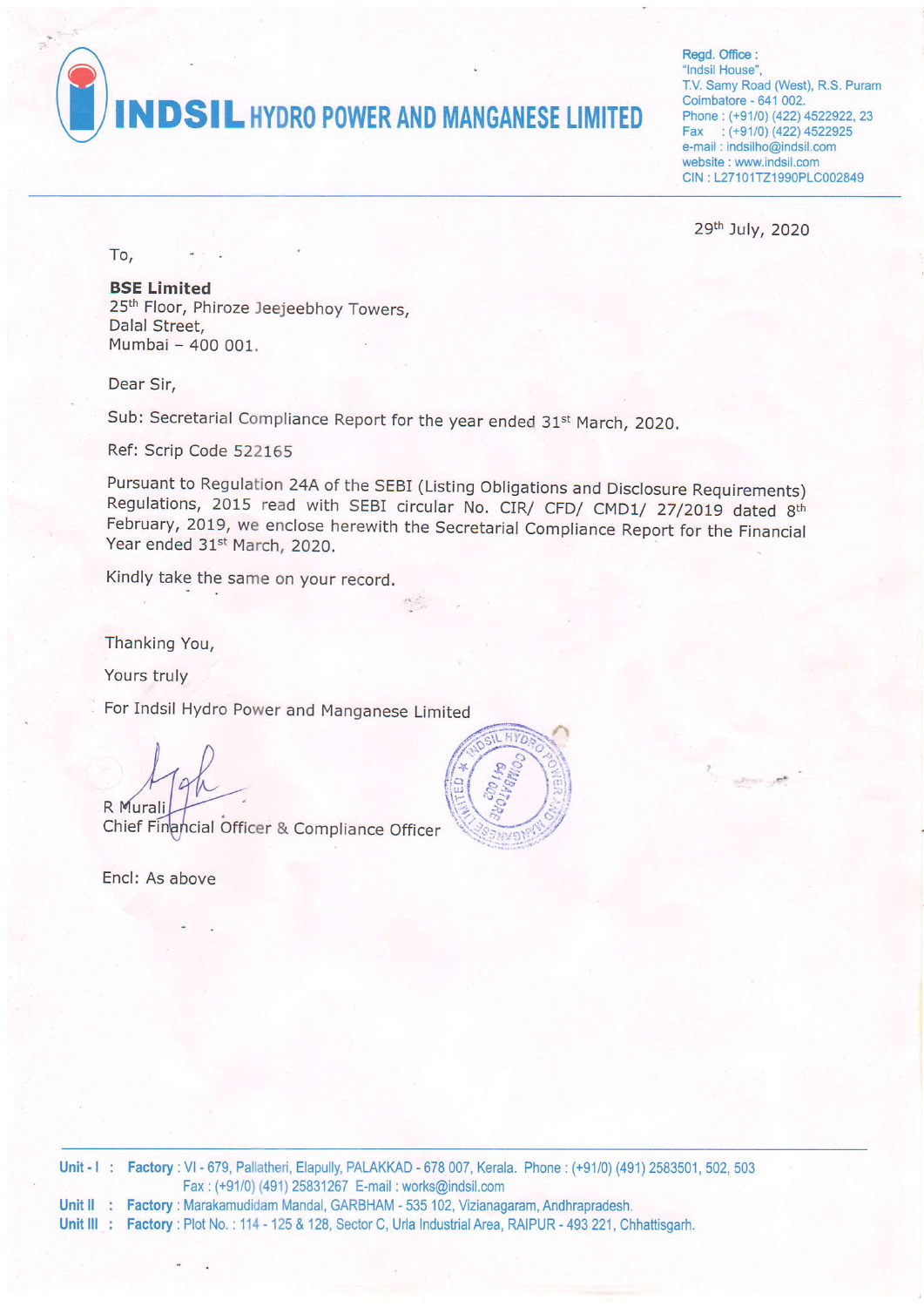# INDSIL HYDRO POWER AND MANGANESE LIMITED

**Regd. Office :**
"Indsil House",
T.V. Samy Road (West), R.S. Puram
Coimbatore - 641 002.
Phone : (+91/0) (422) 4522922, 23
Fax : (+91/0) (422) 4522925
e-mail : indsilho@indsil.com
website : www.indsil.com
CIN : L27101TZ1990PLC002849

29th July, 2020

To,

**BSE Limited**
25th Floor, Phiroze Jeejeebhoy Towers,
Dalal Street,
Mumbai – 400 001.

Dear Sir,

Sub: Secretarial Compliance Report for the year ended 31st March, 2020.

Ref: Scrip Code 522165

Pursuant to Regulation 24A of the SEBI (Listing Obligations and Disclosure Requirements) Regulations, 2015 read with SEBI circular No. CIR/ CFD/ CMD1/ 27/2019 dated 8th February, 2019, we enclose herewith the Secretarial Compliance Report for the Financial Year ended 31st March, 2020.

Kindly take the same on your record.

Thanking You,

Yours truly

For Indsil Hydro Power and Manganese Limited

R Murali
Chief Financial Officer & Compliance Officer

Encl: As above

**Unit - I** : **Factory** : VI - 679, Pallatheri, Elapully, PALAKKAD - 678 007, Kerala. Phone : (+91/0) (491) 2583501, 502, 503
Fax : (+91/0) (491) 25831267 E-mail : works@indsil.com

**Unit II** : **Factory** : Marakamudidam Mandal, GARBHAM - 535 102, Vizianagaram, Andhrapradesh.

**Unit III** : **Factory** : Plot No. : 114 - 125 & 128, Sector C, Urla Industrial Area, RAIPUR - 493 221, Chhattisgarh.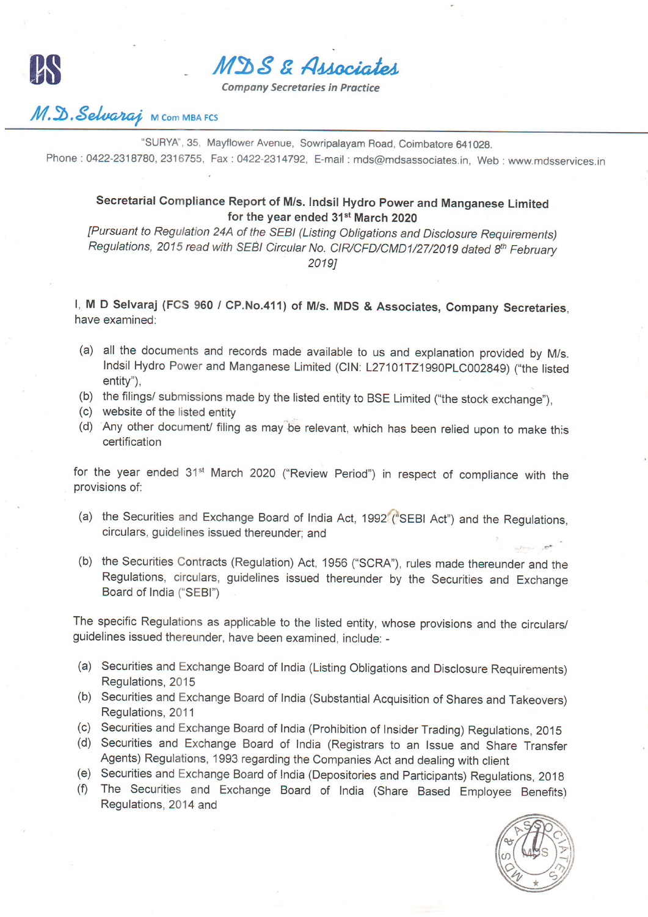MDS & Associates

*Company Secretaries in Practice*

M.D.Selvaraj M Com MBA FCS

"SURYA", 35, Mayflower Avenue, Sowripalayam Road, Coimbatore 641028.
Phone : 0422-2318780, 2316755, Fax : 0422-2314792, E-mail : mds@mdsassociates.in, Web : www.mdsservices.in

**Secretarial Compliance Report of M/s. Indsil Hydro Power and Manganese Limited for the year ended 31st March 2020**

*[Pursuant to Regulation 24A of the SEBI (Listing Obligations and Disclosure Requirements) Regulations, 2015 read with SEBI Circular No. CIR/CFD/CMD1/27/2019 dated 8th February 2019]*

I, **M D Selvaraj (FCS 960 / CP.No.411) of M/s. MDS & Associates, Company Secretaries**, have examined:

(a) all the documents and records made available to us and explanation provided by M/s. Indsil Hydro Power and Manganese Limited (CIN: L27101TZ1990PLC002849) ("the listed entity"),

(b) the filings/ submissions made by the listed entity to BSE Limited ("the stock exchange"),

(c) website of the listed entity

(d) Any other document/ filing as may be relevant, which has been relied upon to make this certification

for the year ended 31st March 2020 ("Review Period") in respect of compliance with the provisions of:

(a) the Securities and Exchange Board of India Act, 1992 ("SEBI Act") and the Regulations, circulars, guidelines issued thereunder; and

(b) the Securities Contracts (Regulation) Act, 1956 ("SCRA"), rules made thereunder and the Regulations, circulars, guidelines issued thereunder by the Securities and Exchange Board of India ("SEBI")

The specific Regulations as applicable to the listed entity, whose provisions and the circulars/ guidelines issued thereunder, have been examined, include: -

(a) Securities and Exchange Board of India (Listing Obligations and Disclosure Requirements) Regulations, 2015

(b) Securities and Exchange Board of India (Substantial Acquisition of Shares and Takeovers) Regulations, 2011

(c) Securities and Exchange Board of India (Prohibition of Insider Trading) Regulations, 2015

(d) Securities and Exchange Board of India (Registrars to an Issue and Share Transfer Agents) Regulations, 1993 regarding the Companies Act and dealing with client

(e) Securities and Exchange Board of India (Depositories and Participants) Regulations, 2018

(f) The Securities and Exchange Board of India (Share Based Employee Benefits) Regulations, 2014 and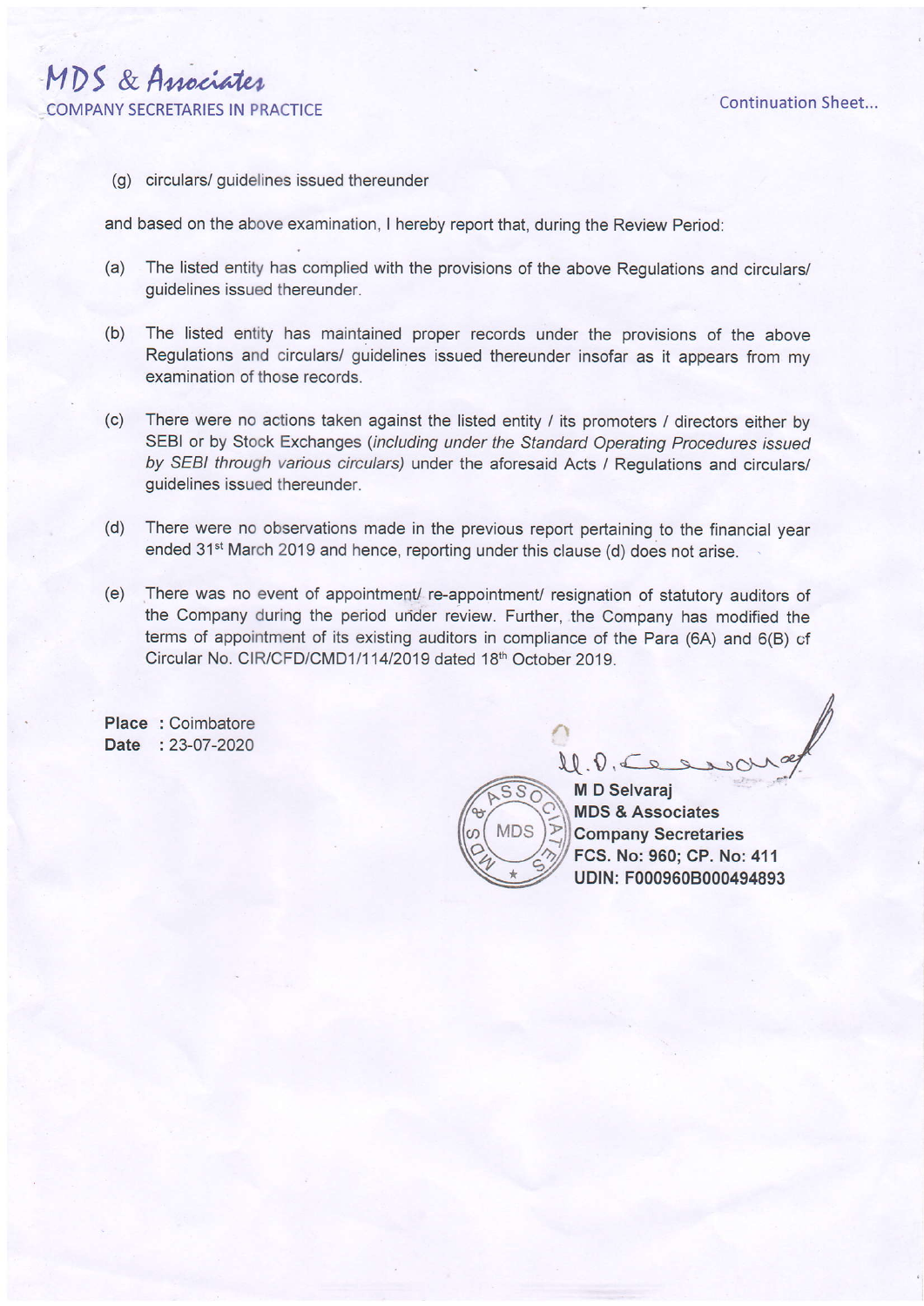(g) circulars/ guidelines issued thereunder

and based on the above examination, I hereby report that, during the Review Period:

(a) The listed entity has complied with the provisions of the above Regulations and circulars/ guidelines issued thereunder.

(b) The listed entity has maintained proper records under the provisions of the above Regulations and circulars/ guidelines issued thereunder insofar as it appears from my examination of those records.

(c) There were no actions taken against the listed entity / its promoters / directors either by SEBI or by Stock Exchanges *(including under the Standard Operating Procedures issued by SEBI through various circulars)* under the aforesaid Acts / Regulations and circulars/ guidelines issued thereunder.

(d) There were no observations made in the previous report pertaining to the financial year ended 31st March 2019 and hence, reporting under this clause (d) does not arise.

(e) There was no event of appointment/ re-appointment/ resignation of statutory auditors of the Company during the period under review. Further, the Company has modified the terms of appointment of its existing auditors in compliance of the Para (6A) and 6(B) of Circular No. CIR/CFD/CMD1/114/2019 dated 18th October 2019.

**Place** : Coimbatore
**Date** : 23-07-2020

**M D Selvaraj**
**MDS & Associates**
**Company Secretaries**
**FCS. No: 960; CP. No: 411**
**UDIN: F000960B000494893**